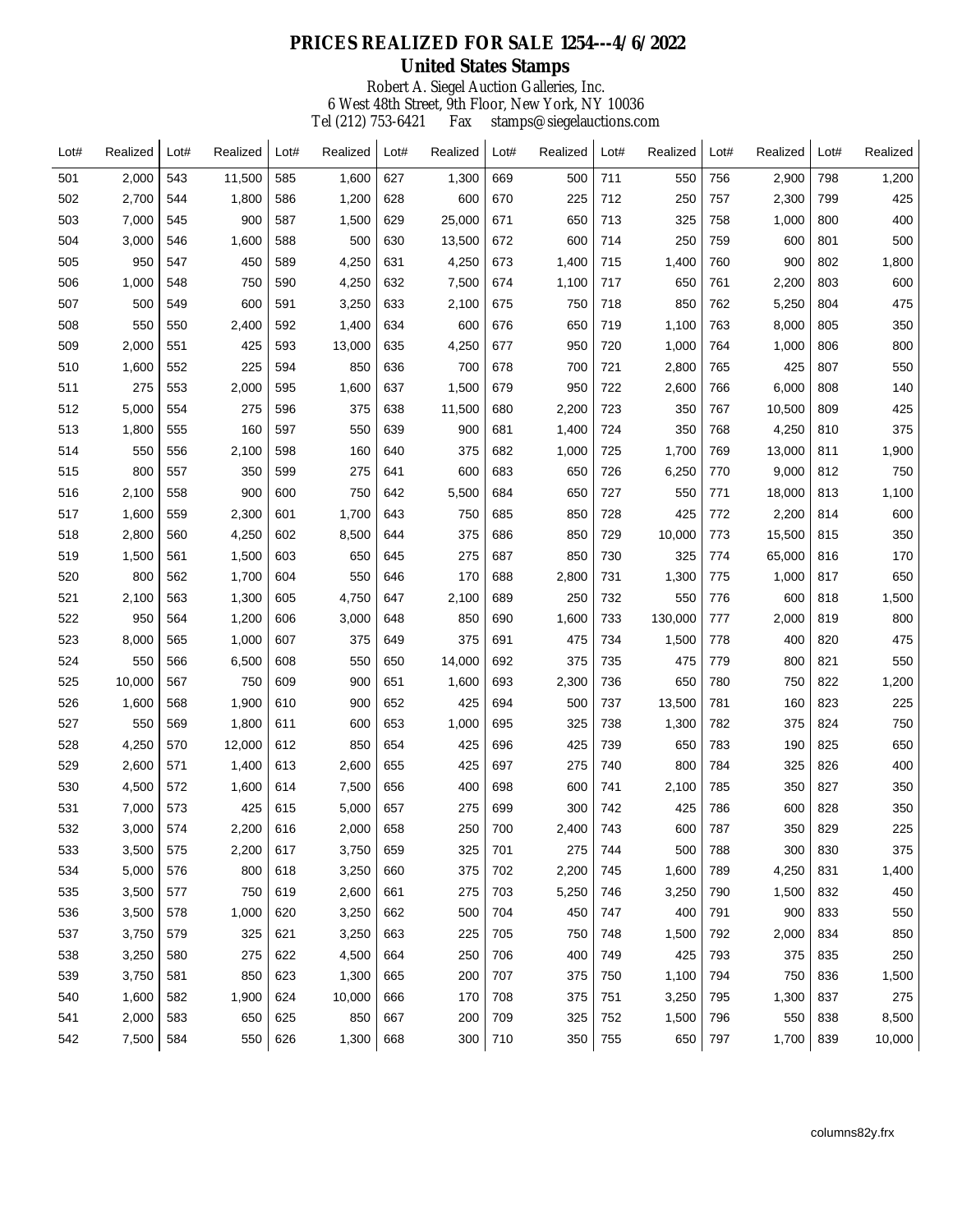# PRICES REALIZED FOR SALE 1254---4/6/2022

## United States Stamps

Robert A. Siegel Auction Galleries, Inc.
6 West 48th Street, 9th Floor, New York, NY 10036
Tel (212) 753-6421 Fax stamps@siegelauctions.com

| Lot# | Realized | Lot# | Realized | Lot# | Realized | Lot# | Realized | Lot# | Realized | Lot# | Realized | Lot# | Realized | Lot# | Realized |
|---|---|---|---|---|---|---|---|---|---|---|---|---|---|---|---|
| 501 | 2,000 | 543 | 11,500 | 585 | 1,600 | 627 | 1,300 | 669 | 500 | 711 | 550 | 756 | 2,900 | 798 | 1,200 |
| 502 | 2,700 | 544 | 1,800 | 586 | 1,200 | 628 | 600 | 670 | 225 | 712 | 250 | 757 | 2,300 | 799 | 425 |
| 503 | 7,000 | 545 | 900 | 587 | 1,500 | 629 | 25,000 | 671 | 650 | 713 | 325 | 758 | 1,000 | 800 | 400 |
| 504 | 3,000 | 546 | 1,600 | 588 | 500 | 630 | 13,500 | 672 | 600 | 714 | 250 | 759 | 600 | 801 | 500 |
| 505 | 950 | 547 | 450 | 589 | 4,250 | 631 | 4,250 | 673 | 1,400 | 715 | 1,400 | 760 | 900 | 802 | 1,800 |
| 506 | 1,000 | 548 | 750 | 590 | 4,250 | 632 | 7,500 | 674 | 1,100 | 717 | 650 | 761 | 2,200 | 803 | 600 |
| 507 | 500 | 549 | 600 | 591 | 3,250 | 633 | 2,100 | 675 | 750 | 718 | 850 | 762 | 5,250 | 804 | 475 |
| 508 | 550 | 550 | 2,400 | 592 | 1,400 | 634 | 600 | 676 | 650 | 719 | 1,100 | 763 | 8,000 | 805 | 350 |
| 509 | 2,000 | 551 | 425 | 593 | 13,000 | 635 | 4,250 | 677 | 950 | 720 | 1,000 | 764 | 1,000 | 806 | 800 |
| 510 | 1,600 | 552 | 225 | 594 | 850 | 636 | 700 | 678 | 700 | 721 | 2,800 | 765 | 425 | 807 | 550 |
| 511 | 275 | 553 | 2,000 | 595 | 1,600 | 637 | 1,500 | 679 | 950 | 722 | 2,600 | 766 | 6,000 | 808 | 140 |
| 512 | 5,000 | 554 | 275 | 596 | 375 | 638 | 11,500 | 680 | 2,200 | 723 | 350 | 767 | 10,500 | 809 | 425 |
| 513 | 1,800 | 555 | 160 | 597 | 550 | 639 | 900 | 681 | 1,400 | 724 | 350 | 768 | 4,250 | 810 | 375 |
| 514 | 550 | 556 | 2,100 | 598 | 160 | 640 | 375 | 682 | 1,000 | 725 | 1,700 | 769 | 13,000 | 811 | 1,900 |
| 515 | 800 | 557 | 350 | 599 | 275 | 641 | 600 | 683 | 650 | 726 | 6,250 | 770 | 9,000 | 812 | 750 |
| 516 | 2,100 | 558 | 900 | 600 | 750 | 642 | 5,500 | 684 | 650 | 727 | 550 | 771 | 18,000 | 813 | 1,100 |
| 517 | 1,600 | 559 | 2,300 | 601 | 1,700 | 643 | 750 | 685 | 850 | 728 | 425 | 772 | 2,200 | 814 | 600 |
| 518 | 2,800 | 560 | 4,250 | 602 | 8,500 | 644 | 375 | 686 | 850 | 729 | 10,000 | 773 | 15,500 | 815 | 350 |
| 519 | 1,500 | 561 | 1,500 | 603 | 650 | 645 | 275 | 687 | 850 | 730 | 325 | 774 | 65,000 | 816 | 170 |
| 520 | 800 | 562 | 1,700 | 604 | 550 | 646 | 170 | 688 | 2,800 | 731 | 1,300 | 775 | 1,000 | 817 | 650 |
| 521 | 2,100 | 563 | 1,300 | 605 | 4,750 | 647 | 2,100 | 689 | 250 | 732 | 550 | 776 | 600 | 818 | 1,500 |
| 522 | 950 | 564 | 1,200 | 606 | 3,000 | 648 | 850 | 690 | 1,600 | 733 | 130,000 | 777 | 2,000 | 819 | 800 |
| 523 | 8,000 | 565 | 1,000 | 607 | 375 | 649 | 375 | 691 | 475 | 734 | 1,500 | 778 | 400 | 820 | 475 |
| 524 | 550 | 566 | 6,500 | 608 | 550 | 650 | 14,000 | 692 | 375 | 735 | 475 | 779 | 800 | 821 | 550 |
| 525 | 10,000 | 567 | 750 | 609 | 900 | 651 | 1,600 | 693 | 2,300 | 736 | 650 | 780 | 750 | 822 | 1,200 |
| 526 | 1,600 | 568 | 1,900 | 610 | 900 | 652 | 425 | 694 | 500 | 737 | 13,500 | 781 | 160 | 823 | 225 |
| 527 | 550 | 569 | 1,800 | 611 | 600 | 653 | 1,000 | 695 | 325 | 738 | 1,300 | 782 | 375 | 824 | 750 |
| 528 | 4,250 | 570 | 12,000 | 612 | 850 | 654 | 425 | 696 | 425 | 739 | 650 | 783 | 190 | 825 | 650 |
| 529 | 2,600 | 571 | 1,400 | 613 | 2,600 | 655 | 425 | 697 | 275 | 740 | 800 | 784 | 325 | 826 | 400 |
| 530 | 4,500 | 572 | 1,600 | 614 | 7,500 | 656 | 400 | 698 | 600 | 741 | 2,100 | 785 | 350 | 827 | 350 |
| 531 | 7,000 | 573 | 425 | 615 | 5,000 | 657 | 275 | 699 | 300 | 742 | 425 | 786 | 600 | 828 | 350 |
| 532 | 3,000 | 574 | 2,200 | 616 | 2,000 | 658 | 250 | 700 | 2,400 | 743 | 600 | 787 | 350 | 829 | 225 |
| 533 | 3,500 | 575 | 2,200 | 617 | 3,750 | 659 | 325 | 701 | 275 | 744 | 500 | 788 | 300 | 830 | 375 |
| 534 | 5,000 | 576 | 800 | 618 | 3,250 | 660 | 375 | 702 | 2,200 | 745 | 1,600 | 789 | 4,250 | 831 | 1,400 |
| 535 | 3,500 | 577 | 750 | 619 | 2,600 | 661 | 275 | 703 | 5,250 | 746 | 3,250 | 790 | 1,500 | 832 | 450 |
| 536 | 3,500 | 578 | 1,000 | 620 | 3,250 | 662 | 500 | 704 | 450 | 747 | 400 | 791 | 900 | 833 | 550 |
| 537 | 3,750 | 579 | 325 | 621 | 3,250 | 663 | 225 | 705 | 750 | 748 | 1,500 | 792 | 2,000 | 834 | 850 |
| 538 | 3,250 | 580 | 275 | 622 | 4,500 | 664 | 250 | 706 | 400 | 749 | 425 | 793 | 375 | 835 | 250 |
| 539 | 3,750 | 581 | 850 | 623 | 1,300 | 665 | 200 | 707 | 375 | 750 | 1,100 | 794 | 750 | 836 | 1,500 |
| 540 | 1,600 | 582 | 1,900 | 624 | 10,000 | 666 | 170 | 708 | 375 | 751 | 3,250 | 795 | 1,300 | 837 | 275 |
| 541 | 2,000 | 583 | 650 | 625 | 850 | 667 | 200 | 709 | 325 | 752 | 1,500 | 796 | 550 | 838 | 8,500 |
| 542 | 7,500 | 584 | 550 | 626 | 1,300 | 668 | 300 | 710 | 350 | 755 | 650 | 797 | 1,700 | 839 | 10,000 |

columns82y.frx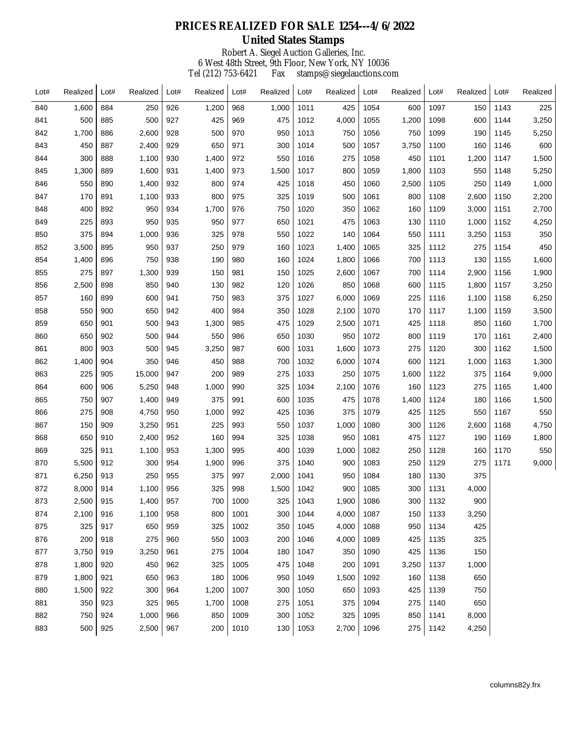# PRICES REALIZED FOR SALE 1254---4/6/2022

## United States Stamps

Robert A. Siegel Auction Galleries, Inc.
6 West 48th Street, 9th Floor, New York, NY 10036
Tel (212) 753-6421 Fax stamps@siegelauctions.com

| Lot# | Realized | Lot# | Realized | Lot# | Realized | Lot# | Realized | Lot# | Realized | Lot# | Realized | Lot# | Realized | Lot# | Realized |
|---|---|---|---|---|---|---|---|---|---|---|---|---|---|---|---|
| 840 | 1,600 | 884 | 250 | 926 | 1,200 | 968 | 1,000 | 1011 | 425 | 1054 | 600 | 1097 | 150 | 1143 | 225 |
| 841 | 500 | 885 | 500 | 927 | 425 | 969 | 475 | 1012 | 4,000 | 1055 | 1,200 | 1098 | 600 | 1144 | 3,250 |
| 842 | 1,700 | 886 | 2,600 | 928 | 500 | 970 | 950 | 1013 | 750 | 1056 | 750 | 1099 | 190 | 1145 | 5,250 |
| 843 | 450 | 887 | 2,400 | 929 | 650 | 971 | 300 | 1014 | 500 | 1057 | 3,750 | 1100 | 160 | 1146 | 600 |
| 844 | 300 | 888 | 1,100 | 930 | 1,400 | 972 | 550 | 1016 | 275 | 1058 | 450 | 1101 | 1,200 | 1147 | 1,500 |
| 845 | 1,300 | 889 | 1,600 | 931 | 1,400 | 973 | 1,500 | 1017 | 800 | 1059 | 1,800 | 1103 | 550 | 1148 | 5,250 |
| 846 | 550 | 890 | 1,400 | 932 | 800 | 974 | 425 | 1018 | 450 | 1060 | 2,500 | 1105 | 250 | 1149 | 1,000 |
| 847 | 170 | 891 | 1,100 | 933 | 800 | 975 | 325 | 1019 | 500 | 1061 | 800 | 1108 | 2,600 | 1150 | 2,200 |
| 848 | 400 | 892 | 950 | 934 | 1,700 | 976 | 750 | 1020 | 350 | 1062 | 160 | 1109 | 3,000 | 1151 | 2,700 |
| 849 | 225 | 893 | 950 | 935 | 950 | 977 | 650 | 1021 | 475 | 1063 | 130 | 1110 | 1,000 | 1152 | 4,250 |
| 850 | 375 | 894 | 1,000 | 936 | 325 | 978 | 550 | 1022 | 140 | 1064 | 550 | 1111 | 3,250 | 1153 | 350 |
| 852 | 3,500 | 895 | 950 | 937 | 250 | 979 | 160 | 1023 | 1,400 | 1065 | 325 | 1112 | 275 | 1154 | 450 |
| 854 | 1,400 | 896 | 750 | 938 | 190 | 980 | 160 | 1024 | 1,800 | 1066 | 700 | 1113 | 130 | 1155 | 1,600 |
| 855 | 275 | 897 | 1,300 | 939 | 150 | 981 | 150 | 1025 | 2,600 | 1067 | 700 | 1114 | 2,900 | 1156 | 1,900 |
| 856 | 2,500 | 898 | 850 | 940 | 130 | 982 | 120 | 1026 | 850 | 1068 | 600 | 1115 | 1,800 | 1157 | 3,250 |
| 857 | 160 | 899 | 600 | 941 | 750 | 983 | 375 | 1027 | 6,000 | 1069 | 225 | 1116 | 1,100 | 1158 | 6,250 |
| 858 | 550 | 900 | 650 | 942 | 400 | 984 | 350 | 1028 | 2,100 | 1070 | 170 | 1117 | 1,100 | 1159 | 3,500 |
| 859 | 650 | 901 | 500 | 943 | 1,300 | 985 | 475 | 1029 | 2,500 | 1071 | 425 | 1118 | 850 | 1160 | 1,700 |
| 860 | 650 | 902 | 500 | 944 | 550 | 986 | 650 | 1030 | 950 | 1072 | 800 | 1119 | 170 | 1161 | 2,400 |
| 861 | 800 | 903 | 500 | 945 | 3,250 | 987 | 600 | 1031 | 1,600 | 1073 | 275 | 1120 | 300 | 1162 | 1,500 |
| 862 | 1,400 | 904 | 350 | 946 | 450 | 988 | 700 | 1032 | 6,000 | 1074 | 600 | 1121 | 1,000 | 1163 | 1,300 |
| 863 | 225 | 905 | 15,000 | 947 | 200 | 989 | 275 | 1033 | 250 | 1075 | 1,600 | 1122 | 375 | 1164 | 9,000 |
| 864 | 600 | 906 | 5,250 | 948 | 1,000 | 990 | 325 | 1034 | 2,100 | 1076 | 160 | 1123 | 275 | 1165 | 1,400 |
| 865 | 750 | 907 | 1,400 | 949 | 375 | 991 | 600 | 1035 | 475 | 1078 | 1,400 | 1124 | 180 | 1166 | 1,500 |
| 866 | 275 | 908 | 4,750 | 950 | 1,000 | 992 | 425 | 1036 | 375 | 1079 | 425 | 1125 | 550 | 1167 | 550 |
| 867 | 150 | 909 | 3,250 | 951 | 225 | 993 | 550 | 1037 | 1,000 | 1080 | 300 | 1126 | 2,600 | 1168 | 4,750 |
| 868 | 650 | 910 | 2,400 | 952 | 160 | 994 | 325 | 1038 | 950 | 1081 | 475 | 1127 | 190 | 1169 | 1,800 |
| 869 | 325 | 911 | 1,100 | 953 | 1,300 | 995 | 400 | 1039 | 1,000 | 1082 | 250 | 1128 | 160 | 1170 | 550 |
| 870 | 5,500 | 912 | 300 | 954 | 1,900 | 996 | 375 | 1040 | 900 | 1083 | 250 | 1129 | 275 | 1171 | 9,000 |
| 871 | 6,250 | 913 | 250 | 955 | 375 | 997 | 2,000 | 1041 | 950 | 1084 | 180 | 1130 | 375 | | |
| 872 | 8,000 | 914 | 1,100 | 956 | 325 | 998 | 1,500 | 1042 | 900 | 1085 | 300 | 1131 | 4,000 | | |
| 873 | 2,500 | 915 | 1,400 | 957 | 700 | 1000 | 325 | 1043 | 1,900 | 1086 | 300 | 1132 | 900 | | |
| 874 | 2,100 | 916 | 1,100 | 958 | 800 | 1001 | 300 | 1044 | 4,000 | 1087 | 150 | 1133 | 3,250 | | |
| 875 | 325 | 917 | 650 | 959 | 325 | 1002 | 350 | 1045 | 4,000 | 1088 | 950 | 1134 | 425 | | |
| 876 | 200 | 918 | 275 | 960 | 550 | 1003 | 200 | 1046 | 4,000 | 1089 | 425 | 1135 | 325 | | |
| 877 | 3,750 | 919 | 3,250 | 961 | 275 | 1004 | 180 | 1047 | 350 | 1090 | 425 | 1136 | 150 | | |
| 878 | 1,800 | 920 | 450 | 962 | 325 | 1005 | 475 | 1048 | 200 | 1091 | 3,250 | 1137 | 1,000 | | |
| 879 | 1,800 | 921 | 650 | 963 | 180 | 1006 | 950 | 1049 | 1,500 | 1092 | 160 | 1138 | 650 | | |
| 880 | 1,500 | 922 | 300 | 964 | 1,200 | 1007 | 300 | 1050 | 650 | 1093 | 425 | 1139 | 750 | | |
| 881 | 350 | 923 | 325 | 965 | 1,700 | 1008 | 275 | 1051 | 375 | 1094 | 275 | 1140 | 650 | | |
| 882 | 750 | 924 | 1,000 | 966 | 850 | 1009 | 300 | 1052 | 325 | 1095 | 850 | 1141 | 8,000 | | |
| 883 | 500 | 925 | 2,500 | 967 | 200 | 1010 | 130 | 1053 | 2,700 | 1096 | 275 | 1142 | 4,250 | | |

columns82y.frx